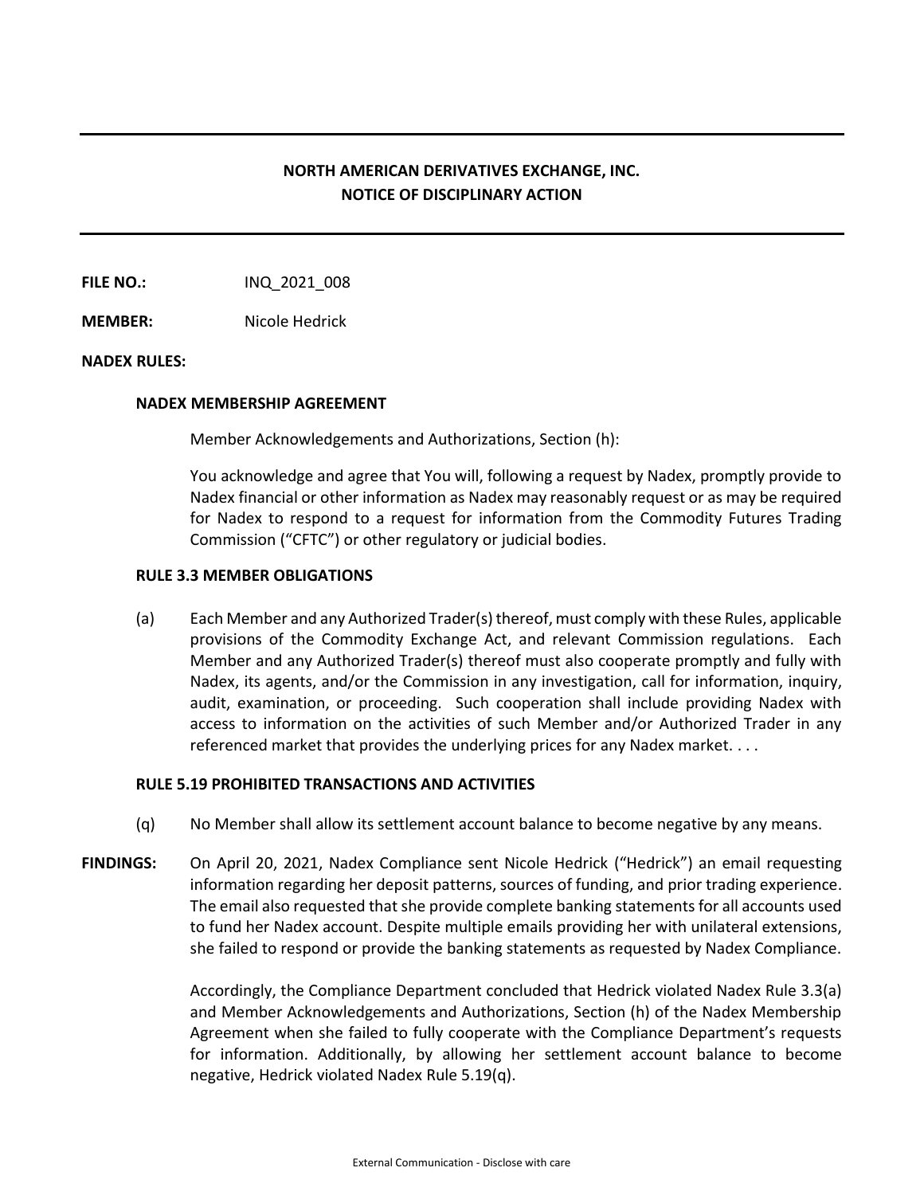# NORTH AMERICAN DERIVATIVES EXCHANGE, INC.
# NOTICE OF DISCIPLINARY ACTION

**FILE NO.:** INQ_2021_008

**MEMBER:** Nicole Hedrick

**NADEX RULES:**

**NADEX MEMBERSHIP AGREEMENT**

Member Acknowledgements and Authorizations, Section (h):

You acknowledge and agree that You will, following a request by Nadex, promptly provide to Nadex financial or other information as Nadex may reasonably request or as may be required for Nadex to respond to a request for information from the Commodity Futures Trading Commission ("CFTC") or other regulatory or judicial bodies.

**RULE 3.3 MEMBER OBLIGATIONS**

(a) Each Member and any Authorized Trader(s) thereof, must comply with these Rules, applicable provisions of the Commodity Exchange Act, and relevant Commission regulations. Each Member and any Authorized Trader(s) thereof must also cooperate promptly and fully with Nadex, its agents, and/or the Commission in any investigation, call for information, inquiry, audit, examination, or proceeding. Such cooperation shall include providing Nadex with access to information on the activities of such Member and/or Authorized Trader in any referenced market that provides the underlying prices for any Nadex market. . . .

**RULE 5.19 PROHIBITED TRANSACTIONS AND ACTIVITIES**

(q) No Member shall allow its settlement account balance to become negative by any means.

**FINDINGS:** On April 20, 2021, Nadex Compliance sent Nicole Hedrick ("Hedrick") an email requesting information regarding her deposit patterns, sources of funding, and prior trading experience. The email also requested that she provide complete banking statements for all accounts used to fund her Nadex account. Despite multiple emails providing her with unilateral extensions, she failed to respond or provide the banking statements as requested by Nadex Compliance.

Accordingly, the Compliance Department concluded that Hedrick violated Nadex Rule 3.3(a) and Member Acknowledgements and Authorizations, Section (h) of the Nadex Membership Agreement when she failed to fully cooperate with the Compliance Department's requests for information. Additionally, by allowing her settlement account balance to become negative, Hedrick violated Nadex Rule 5.19(q).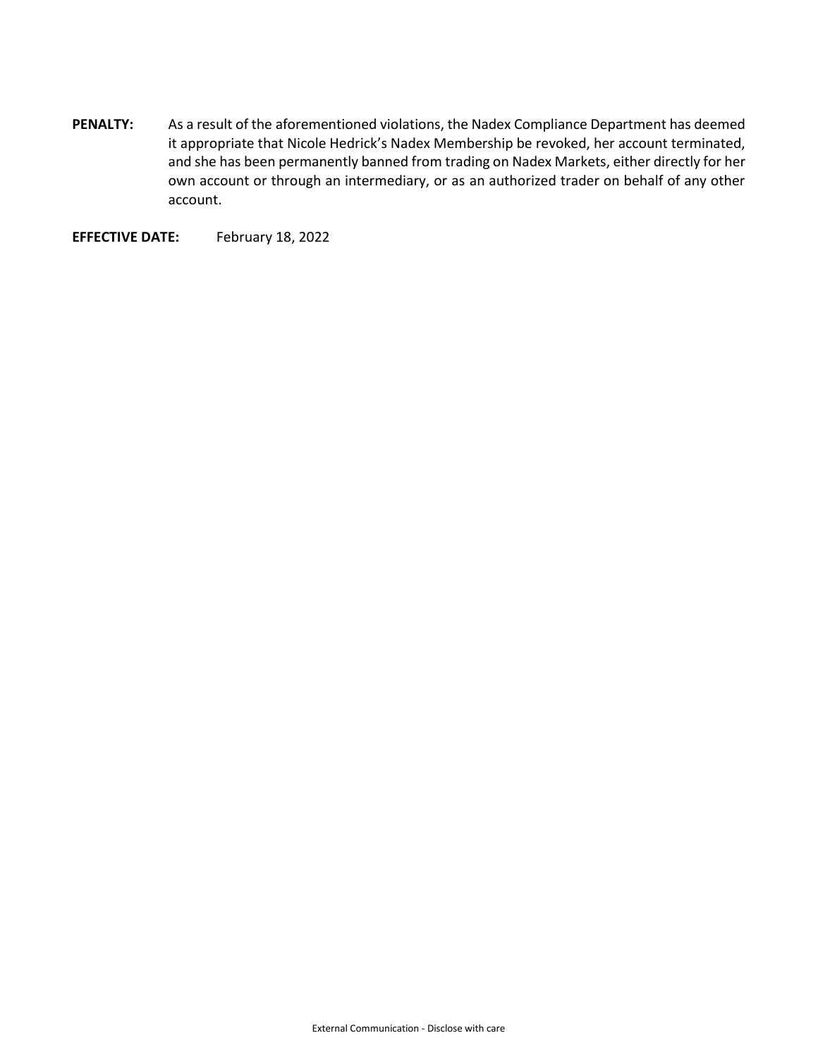**PENALTY:** As a result of the aforementioned violations, the Nadex Compliance Department has deemed it appropriate that Nicole Hedrick's Nadex Membership be revoked, her account terminated, and she has been permanently banned from trading on Nadex Markets, either directly for her own account or through an intermediary, or as an authorized trader on behalf of any other account.

**EFFECTIVE DATE:** February 18, 2022